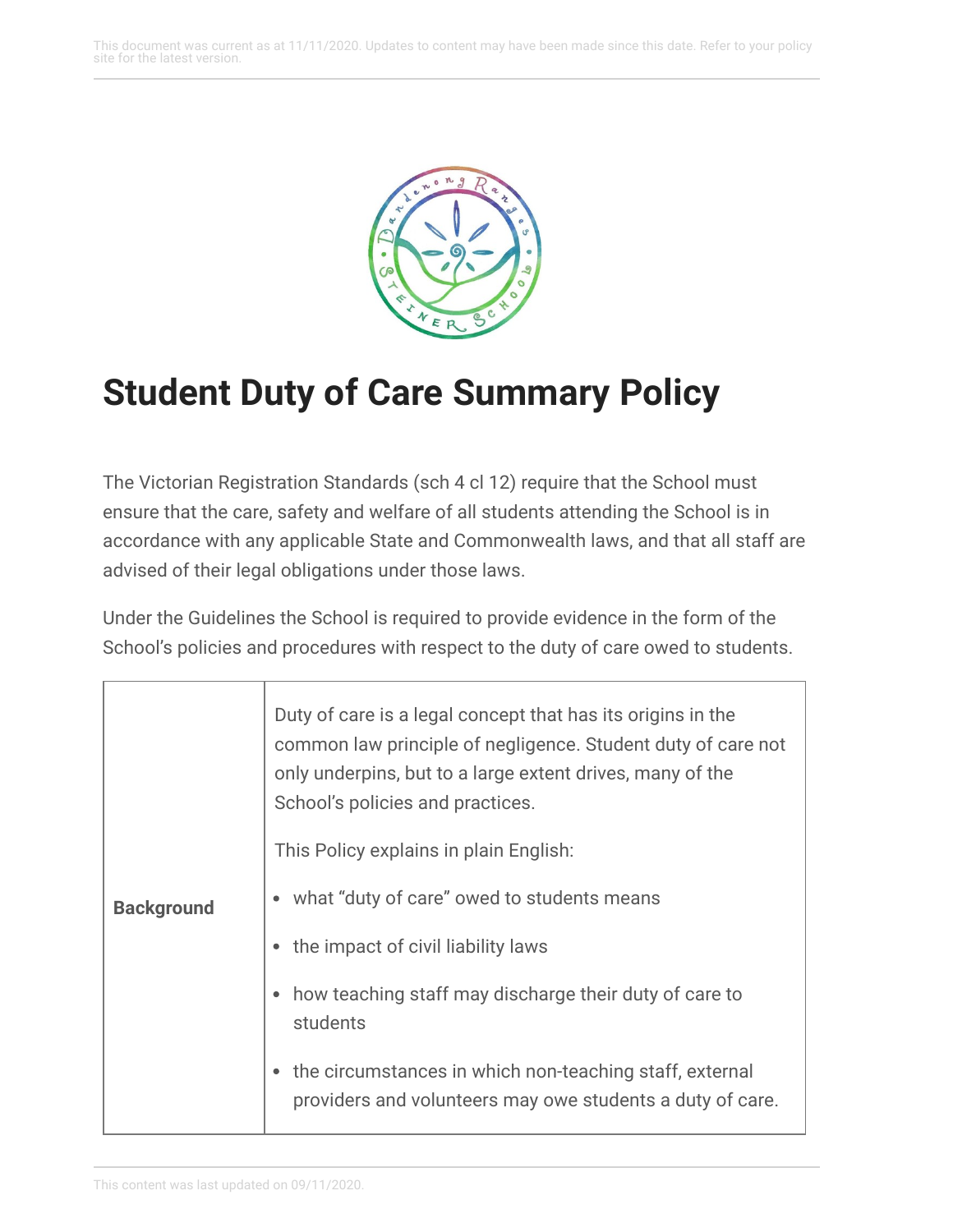# Student Duty of Care Summary Policy

The Victorian Registration Standards (sch 4 cl 12) require that the School must ensure that the care, safety and welfare of all students attending the School is in accordance with any applicable State and Commonwealth laws, and that all staff are advised of their legal obligations under those laws.

Under the Guidelines the School is required to provide evidence in the form of the School's policies and procedures with respect to the duty of care owed to students.

| | |
|---|---|
| **Background** | Duty of care is a legal concept that has its origins in the common law principle of negligence. Student duty of care not only underpins, but to a large extent drives, many of the School's policies and practices.<br><br>This Policy explains in plain English:<br><br>• what "duty of care" owed to students means<br>• the impact of civil liability laws<br>• how teaching staff may discharge their duty of care to students<br>• the circumstances in which non-teaching staff, external providers and volunteers may owe students a duty of care. |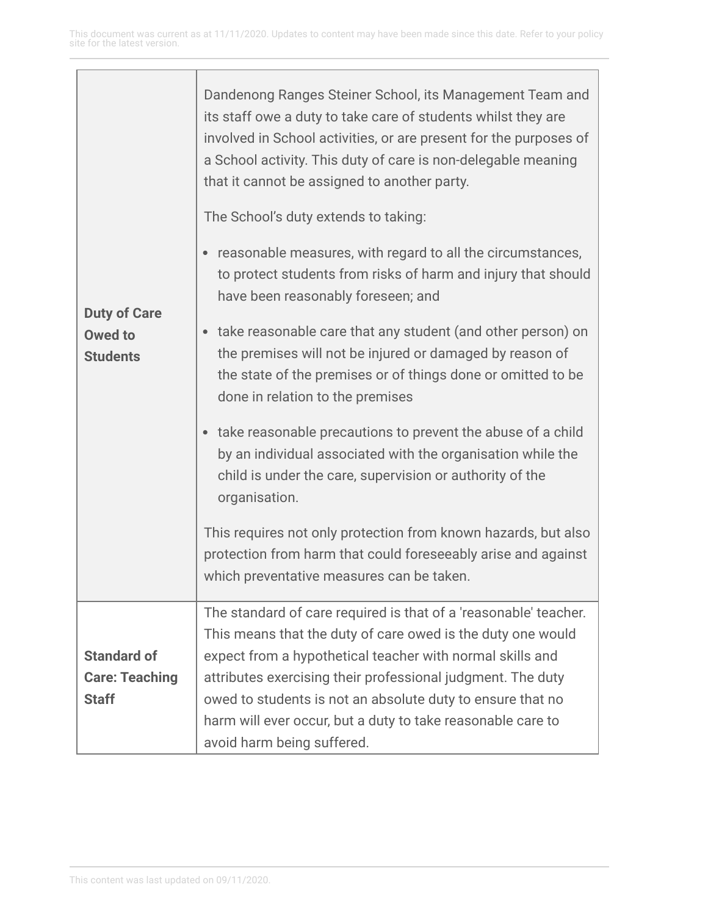| | |
|---|---|
| **Duty of Care Owed to Students** | Dandenong Ranges Steiner School, its Management Team and its staff owe a duty to take care of students whilst they are involved in School activities, or are present for the purposes of a School activity. This duty of care is non-delegable meaning that it cannot be assigned to another party.<br><br>The School's duty extends to taking:<br><br>• reasonable measures, with regard to all the circumstances, to protect students from risks of harm and injury that should have been reasonably foreseen; and<br>• take reasonable care that any student (and other person) on the premises will not be injured or damaged by reason of the state of the premises or of things done or omitted to be done in relation to the premises<br>• take reasonable precautions to prevent the abuse of a child by an individual associated with the organisation while the child is under the care, supervision or authority of the organisation.<br><br>This requires not only protection from known hazards, but also protection from harm that could foreseeably arise and against which preventative measures can be taken. |
| **Standard of Care: Teaching Staff** | The standard of care required is that of a 'reasonable' teacher. This means that the duty of care owed is the duty one would expect from a hypothetical teacher with normal skills and attributes exercising their professional judgment. The duty owed to students is not an absolute duty to ensure that no harm will ever occur, but a duty to take reasonable care to avoid harm being suffered. |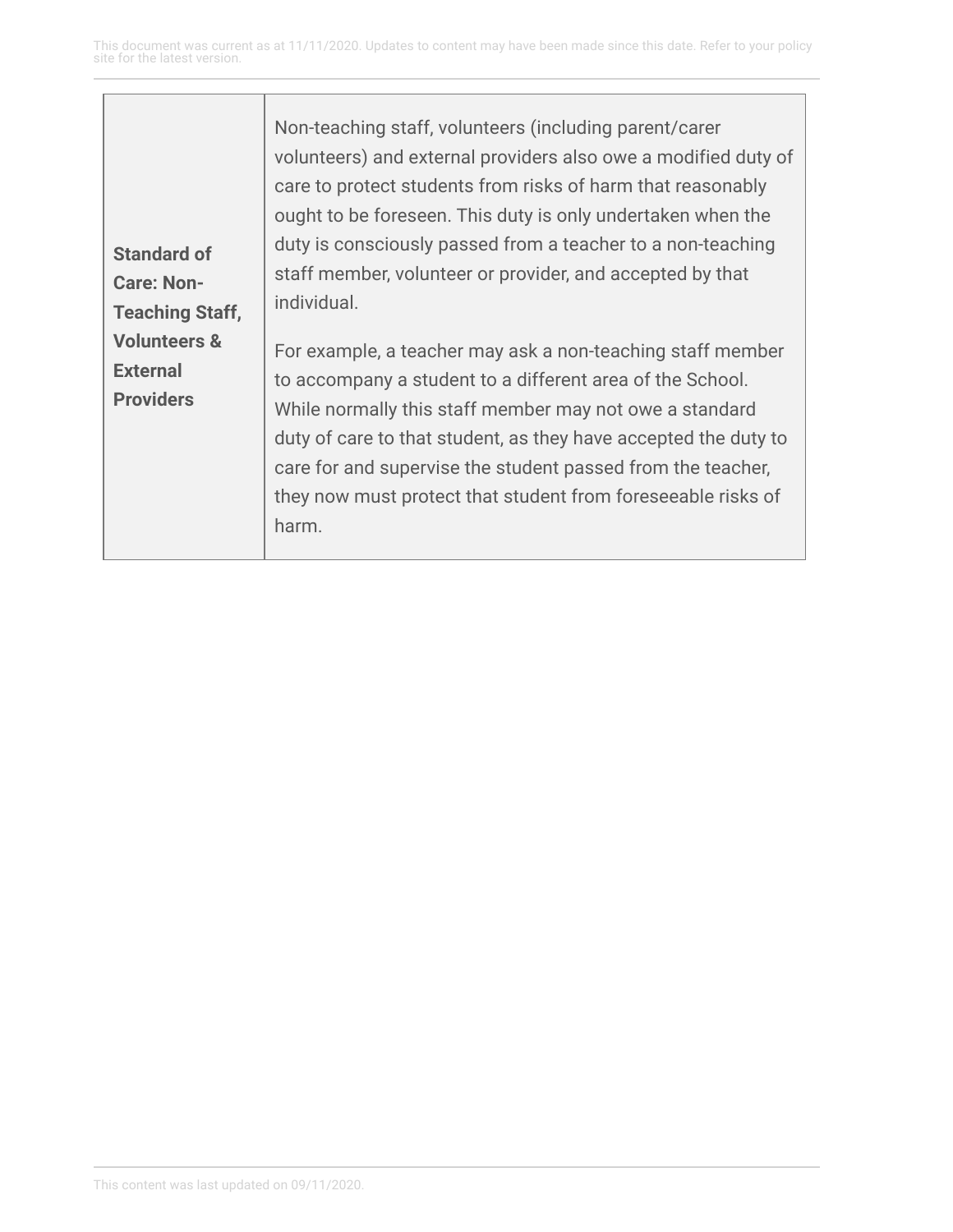| | |
|---|---|
| **Standard of Care: Non-Teaching Staff, Volunteers & External Providers** | Non-teaching staff, volunteers (including parent/carer volunteers) and external providers also owe a modified duty of care to protect students from risks of harm that reasonably ought to be foreseen. This duty is only undertaken when the duty is consciously passed from a teacher to a non-teaching staff member, volunteer or provider, and accepted by that individual.<br><br>For example, a teacher may ask a non-teaching staff member to accompany a student to a different area of the School. While normally this staff member may not owe a standard duty of care to that student, as they have accepted the duty to care for and supervise the student passed from the teacher, they now must protect that student from foreseeable risks of harm. |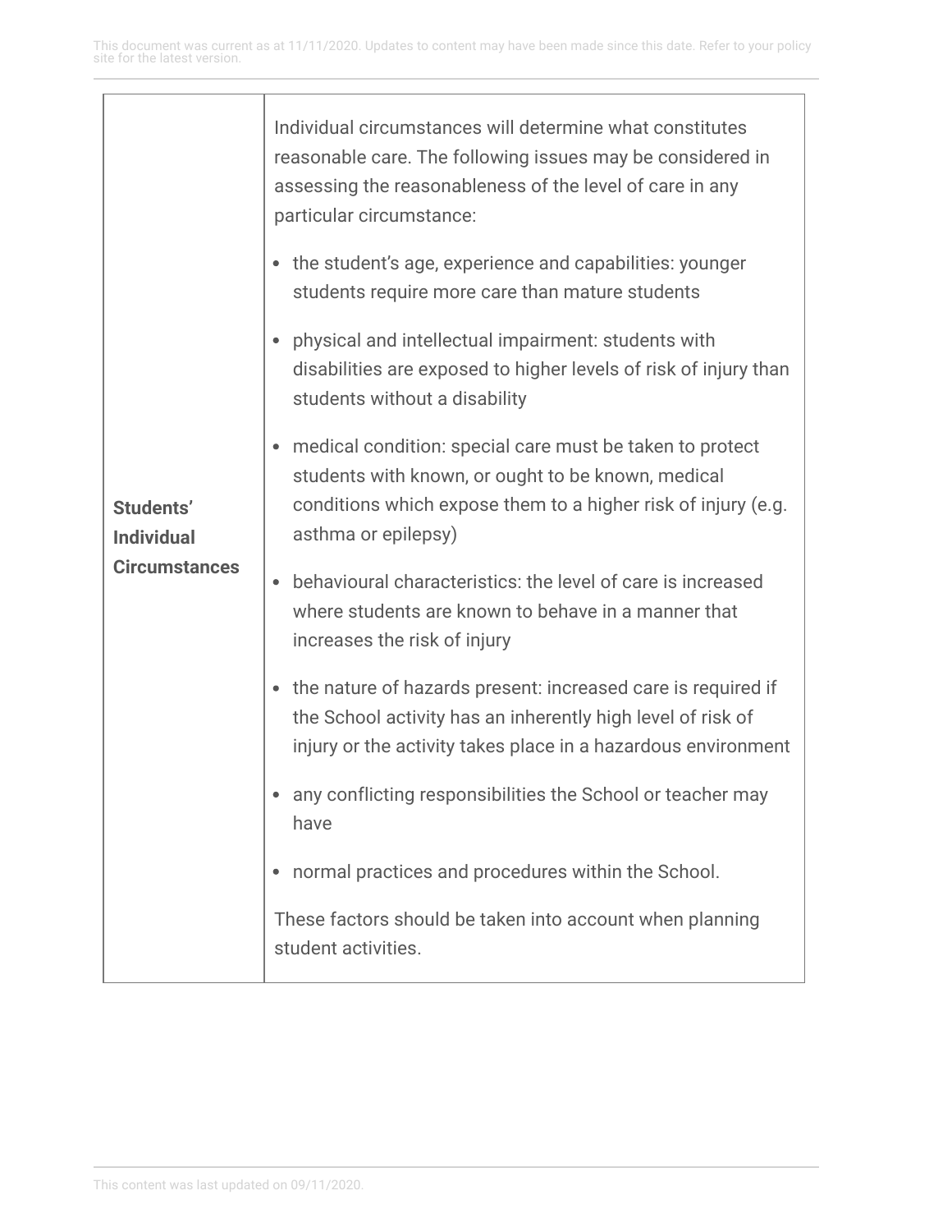| | |
|---|---|
| **Students' Individual Circumstances** | Individual circumstances will determine what constitutes reasonable care. The following issues may be considered in assessing the reasonableness of the level of care in any particular circumstance:<br><br>• the student's age, experience and capabilities: younger students require more care than mature students<br>• physical and intellectual impairment: students with disabilities are exposed to higher levels of risk of injury than students without a disability<br>• medical condition: special care must be taken to protect students with known, or ought to be known, medical conditions which expose them to a higher risk of injury (e.g. asthma or epilepsy)<br>• behavioural characteristics: the level of care is increased where students are known to behave in a manner that increases the risk of injury<br>• the nature of hazards present: increased care is required if the School activity has an inherently high level of risk of injury or the activity takes place in a hazardous environment<br>• any conflicting responsibilities the School or teacher may have<br>• normal practices and procedures within the School.<br><br>These factors should be taken into account when planning student activities. |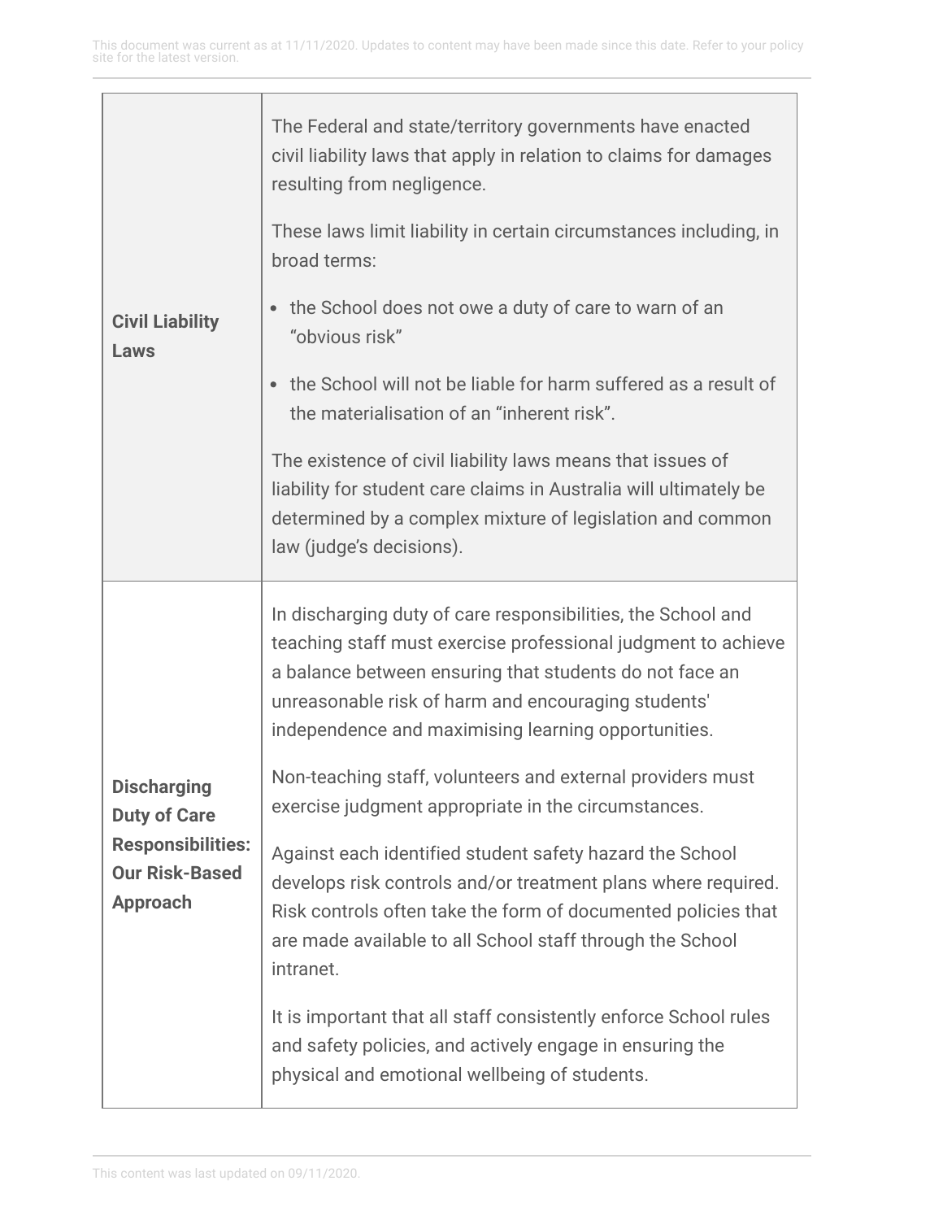| | |
|---|---|
| **Civil Liability Laws** | The Federal and state/territory governments have enacted civil liability laws that apply in relation to claims for damages resulting from negligence.<br><br>These laws limit liability in certain circumstances including, in broad terms:<br><br>• the School does not owe a duty of care to warn of an "obvious risk"<br>• the School will not be liable for harm suffered as a result of the materialisation of an "inherent risk".<br><br>The existence of civil liability laws means that issues of liability for student care claims in Australia will ultimately be determined by a complex mixture of legislation and common law (judge's decisions). |
| **Discharging Duty of Care Responsibilities: Our Risk-Based Approach** | In discharging duty of care responsibilities, the School and teaching staff must exercise professional judgment to achieve a balance between ensuring that students do not face an unreasonable risk of harm and encouraging students' independence and maximising learning opportunities.<br><br>Non-teaching staff, volunteers and external providers must exercise judgment appropriate in the circumstances.<br><br>Against each identified student safety hazard the School develops risk controls and/or treatment plans where required. Risk controls often take the form of documented policies that are made available to all School staff through the School intranet.<br><br>It is important that all staff consistently enforce School rules and safety policies, and actively engage in ensuring the physical and emotional wellbeing of students. |